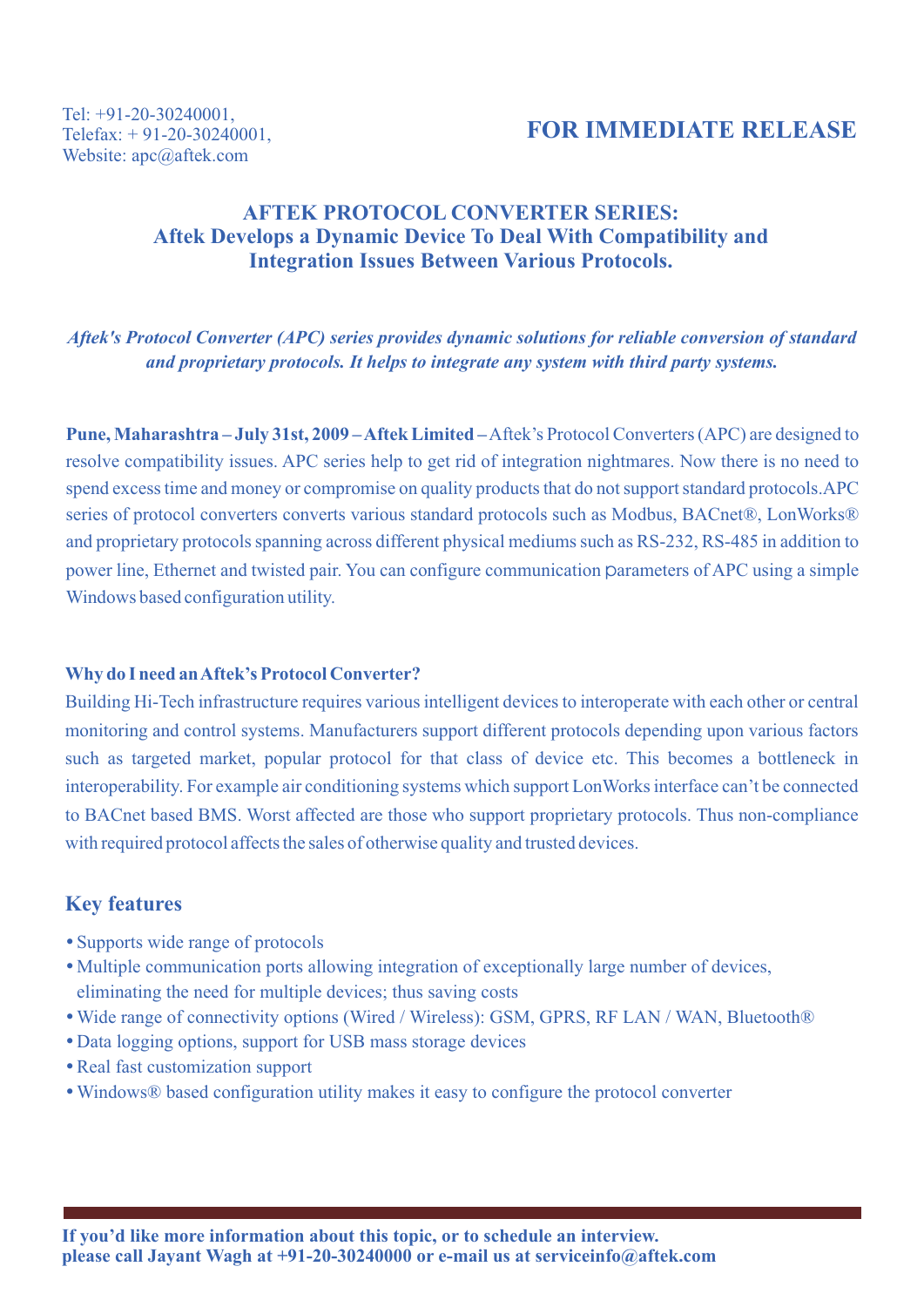Tel: +91-20-30240001,
Telefax: + 91-20-30240001,
Website: apc@aftek.com

**FOR IMMEDIATE RELEASE**

## AFTEK PROTOCOL CONVERTER SERIES:
## Aftek Develops a Dynamic Device To Deal With Compatibility and Integration Issues Between Various Protocols.

***Aftek's Protocol Converter (APC) series provides dynamic solutions for reliable conversion of standard and proprietary protocols. It helps to integrate any system with third party systems.***

**Pune, Maharashtra – July 31st, 2009 – Aftek Limited –** Aftek's Protocol Converters (APC) are designed to resolve compatibility issues. APC series help to get rid of integration nightmares. Now there is no need to spend excess time and money or compromise on quality products that do not support standard protocols.APC series of protocol converters converts various standard protocols such as Modbus, BACnet®, LonWorks® and proprietary protocols spanning across different physical mediums such as RS-232, RS-485 in addition to power line, Ethernet and twisted pair. You can configure communication parameters of APC using a simple Windows based configuration utility.

**Why do I need an Aftek's Protocol Converter?**

Building Hi-Tech infrastructure requires various intelligent devices to interoperate with each other or central monitoring and control systems. Manufacturers support different protocols depending upon various factors such as targeted market, popular protocol for that class of device etc. This becomes a bottleneck in interoperability. For example air conditioning systems which support LonWorks interface can't be connected to BACnet based BMS. Worst affected are those who support proprietary protocols. Thus non-compliance with required protocol affects the sales of otherwise quality and trusted devices.

## Key features

- Supports wide range of protocols
- Multiple communication ports allowing integration of exceptionally large number of devices, eliminating the need for multiple devices; thus saving costs
- Wide range of connectivity options (Wired / Wireless): GSM, GPRS, RF LAN / WAN, Bluetooth®
- Data logging options, support for USB mass storage devices
- Real fast customization support
- Windows® based configuration utility makes it easy to configure the protocol converter

**If you'd like more information about this topic, or to schedule an interview.
please call Jayant Wagh at +91-20-30240000 or e-mail us at serviceinfo@aftek.com**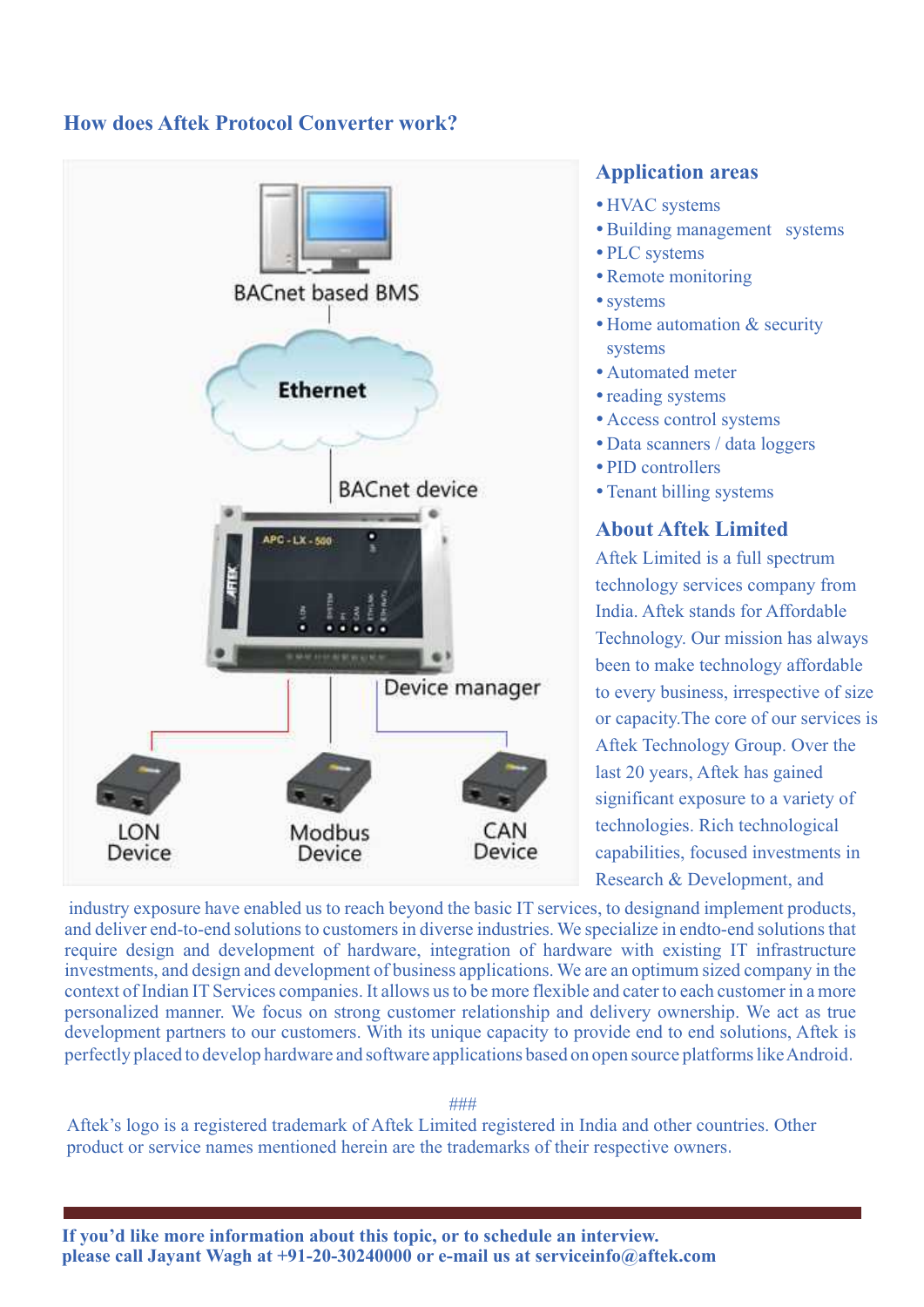## How does Aftek Protocol Converter work?

BACnet based BMS

Ethernet

BACnet device

Device manager

LON Device

Modbus Device

CAN Device

## Application areas

- HVAC systems
- Building management systems
- PLC systems
- Remote monitoring
- systems
- Home automation & security systems
- Automated meter
- reading systems
- Access control systems
- Data scanners / data loggers
- PID controllers
- Tenant billing systems

## About Aftek Limited

Aftek Limited is a full spectrum technology services company from India. Aftek stands for Affordable Technology. Our mission has always been to make technology affordable to every business, irrespective of size or capacity.The core of our services is Aftek Technology Group. Over the last 20 years, Aftek has gained significant exposure to a variety of technologies. Rich technological capabilities, focused investments in Research & Development, and industry exposure have enabled us to reach beyond the basic IT services, to designand implement products, and deliver end-to-end solutions to customers in diverse industries. We specialize in endto-end solutions that require design and development of hardware, integration of hardware with existing IT infrastructure investments, and design and development of business applications. We are an optimum sized company in the context of Indian IT Services companies. It allows us to be more flexible and cater to each customer in a more personalized manner. We focus on strong customer relationship and delivery ownership. We act as true development partners to our customers. With its unique capacity to provide end to end solutions, Aftek is perfectly placed to develop hardware and software applications based on open source platforms like Android.

###

Aftek's logo is a registered trademark of Aftek Limited registered in India and other countries. Other product or service names mentioned herein are the trademarks of their respective owners.

**If you'd like more information about this topic, or to schedule an interview. please call Jayant Wagh at +91-20-30240000 or e-mail us at serviceinfo@aftek.com**